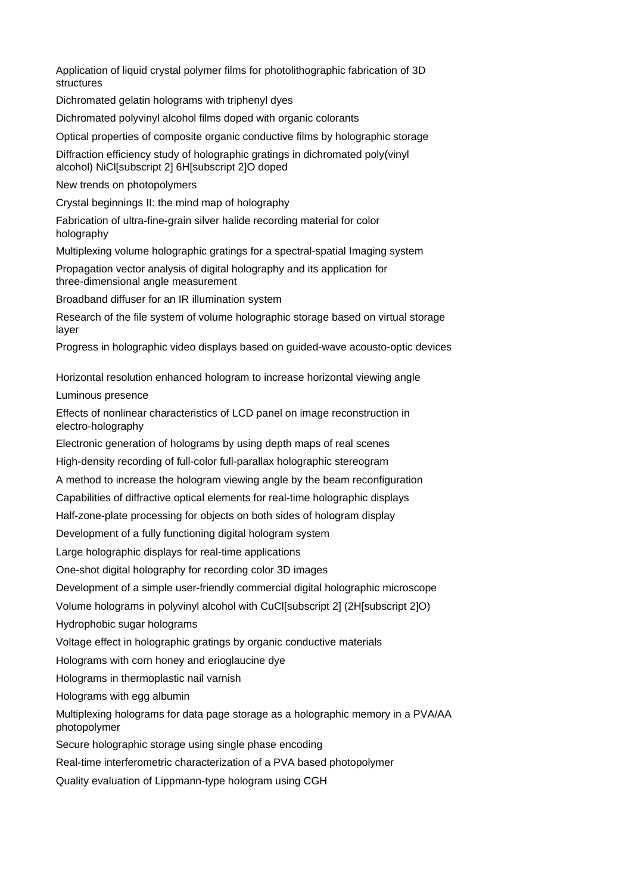Application of liquid crystal polymer films for photolithographic fabrication of 3D structures

Dichromated gelatin holograms with triphenyl dyes

Dichromated polyvinyl alcohol films doped with organic colorants

Optical properties of composite organic conductive films by holographic storage

Diffraction efficiency study of holographic gratings in dichromated poly(vinyl alcohol) $NiCl_2$ $6H_2O$ doped

New trends on photopolymers

Crystal beginnings II: the mind map of holography

Fabrication of ultra-fine-grain silver halide recording material for color holography

Multiplexing volume holographic gratings for a spectral-spatial Imaging system

Propagation vector analysis of digital holography and its application for three-dimensional angle measurement

Broadband diffuser for an IR illumination system

Research of the file system of volume holographic storage based on virtual storage layer

Progress in holographic video displays based on guided-wave acousto-optic devices

Horizontal resolution enhanced hologram to increase horizontal viewing angle

Luminous presence

Effects of nonlinear characteristics of LCD panel on image reconstruction in electro-holography

Electronic generation of holograms by using depth maps of real scenes

High-density recording of full-color full-parallax holographic stereogram

A method to increase the hologram viewing angle by the beam reconfiguration

Capabilities of diffractive optical elements for real-time holographic displays

Half-zone-plate processing for objects on both sides of hologram display

Development of a fully functioning digital hologram system

Large holographic displays for real-time applications

One-shot digital holography for recording color 3D images

Development of a simple user-friendly commercial digital holographic microscope

Volume holograms in polyvinyl alcohol with $CuCl_2$ ($2H_2O$)

Hydrophobic sugar holograms

Voltage effect in holographic gratings by organic conductive materials

Holograms with corn honey and erioglaucine dye

Holograms in thermoplastic nail varnish

Holograms with egg albumin

Multiplexing holograms for data page storage as a holographic memory in a PVA/AA photopolymer

Secure holographic storage using single phase encoding

Real-time interferometric characterization of a PVA based photopolymer

Quality evaluation of Lippmann-type hologram using CGH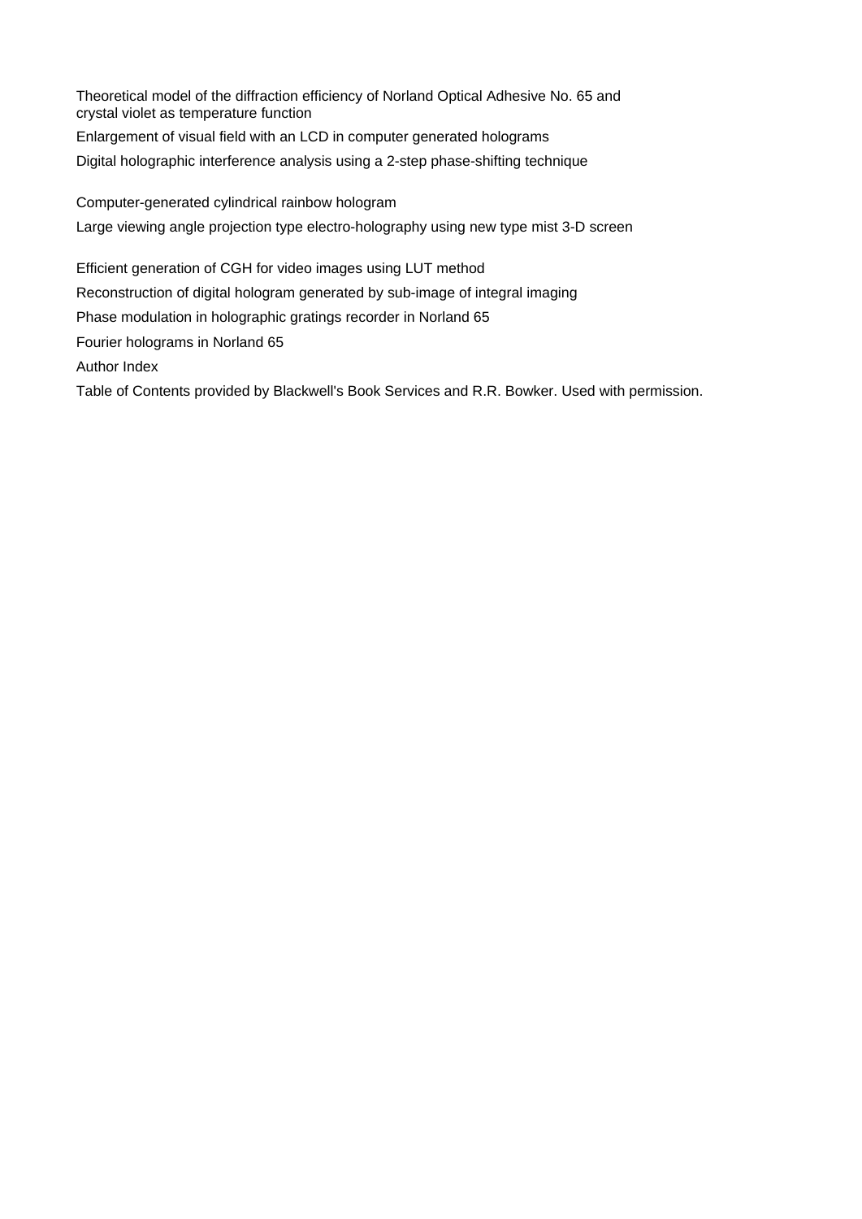Theoretical model of the diffraction efficiency of Norland Optical Adhesive No. 65 and crystal violet as temperature function

Enlargement of visual field with an LCD in computer generated holograms

Digital holographic interference analysis using a 2-step phase-shifting technique

Computer-generated cylindrical rainbow hologram

Large viewing angle projection type electro-holography using new type mist 3-D screen

Efficient generation of CGH for video images using LUT method

Reconstruction of digital hologram generated by sub-image of integral imaging

Phase modulation in holographic gratings recorder in Norland 65

Fourier holograms in Norland 65

Author Index

Table of Contents provided by Blackwell's Book Services and R.R. Bowker. Used with permission.